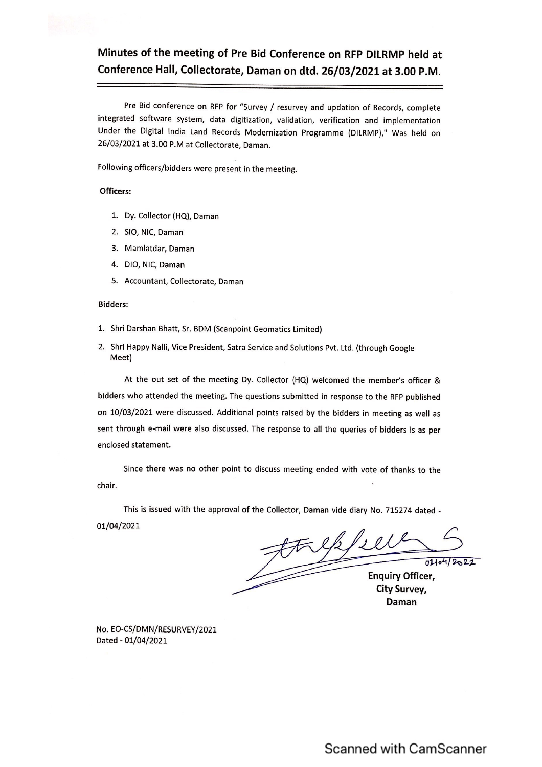# Minutes of the meeting of Pre Bid Conference on RFP DILRMP held at Conference Hall, Collectorate, Daman on dtd. 26/03/2021 at 3.00 P.M.

Pre Bid conference on RFP for "Survey / resurvey and updation of Records, complete integrated software system, data digitization, validation, verification and implementation Under the Digital India Land Records Modernization Programme (DILRMP)," Was held on 26/03/2021 at 3.00 P.M at Collectorate, Daman.

Following officers/bidders were present in the meeting.

**Officers:**

1. Dy. Collector (HQ), Daman
2. SIO, NIC, Daman
3. Mamlatdar, Daman
4. DIO, NIC, Daman
5. Accountant, Collectorate, Daman

**Bidders:**

1. Shri Darshan Bhatt, Sr. BDM (Scanpoint Geomatics Limited)
2. Shri Happy Nalli, Vice President, Satra Service and Solutions Pvt. Ltd. (through Google Meet)

At the out set of the meeting Dy. Collector (HQ) welcomed the member's officer & bidders who attended the meeting. The questions submitted in response to the RFP published on 10/03/2021 were discussed. Additional points raised by the bidders in meeting as well as sent through e-mail were also discussed. The response to all the queries of bidders is as per enclosed statement.

Since there was no other point to discuss meeting ended with vote of thanks to the chair.

This is issued with the approval of the Collector, Daman vide diary No. 715274 dated - 01/04/2021

01/04/2021

**Enquiry Officer,**
**City Survey,**
**Daman**

No. EO-CS/DMN/RESURVEY/2021
Dated - 01/04/2021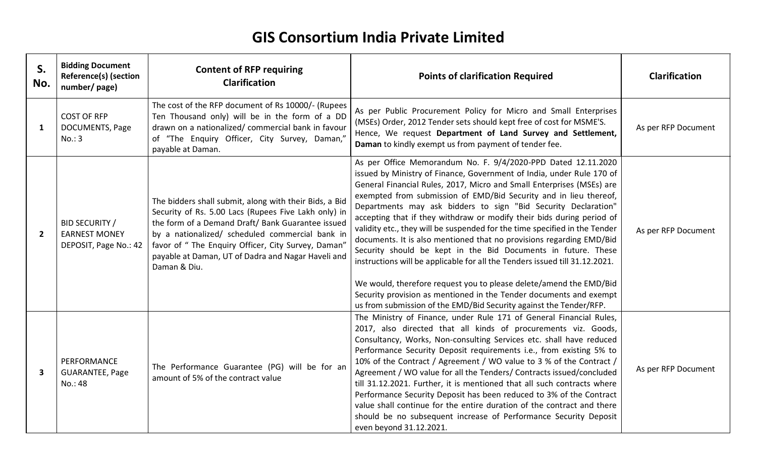# GIS Consortium India Private Limited

| S. No. | Bidding Document Reference(s) (section number/ page) | Content of RFP requiring Clarification | Points of clarification Required | Clarification |
|---|---|---|---|---|
| 1 | COST OF RFP DOCUMENTS, Page No.: 3 | The cost of the RFP document of Rs 10000/- (Rupees Ten Thousand only) will be in the form of a DD drawn on a nationalized/ commercial bank in favour of "The Enquiry Officer, City Survey, Daman," payable at Daman. | As per Public Procurement Policy for Micro and Small Enterprises (MSEs) Order, 2012 Tender sets should kept free of cost for MSME'S. Hence, We request **Department of Land Survey and Settlement, Daman** to kindly exempt us from payment of tender fee. | As per RFP Document |
| 2 | BID SECURITY / EARNEST MONEY DEPOSIT, Page No.: 42 | The bidders shall submit, along with their Bids, a Bid Security of Rs. 5.00 Lacs (Rupees Five Lakh only) in the form of a Demand Draft/ Bank Guarantee issued by a nationalized/ scheduled commercial bank in favor of " The Enquiry Officer, City Survey, Daman" payable at Daman, UT of Dadra and Nagar Haveli and Daman & Diu. | As per Office Memorandum No. F. 9/4/2020-PPD Dated 12.11.2020 issued by Ministry of Finance, Government of India, under Rule 170 of General Financial Rules, 2017, Micro and Small Enterprises (MSEs) are exempted from submission of EMD/Bid Security and in lieu thereof, Departments may ask bidders to sign "Bid Security Declaration" accepting that if they withdraw or modify their bids during period of validity etc., they will be suspended for the time specified in the Tender documents. It is also mentioned that no provisions regarding EMD/Bid Security should be kept in the Bid Documents in future. These instructions will be applicable for all the Tenders issued till 31.12.2021.<br><br>We would, therefore request you to please delete/amend the EMD/Bid Security provision as mentioned in the Tender documents and exempt us from submission of the EMD/Bid Security against the Tender/RFP. | As per RFP Document |
| 3 | PERFORMANCE GUARANTEE, Page No.: 48 | The Performance Guarantee (PG) will be for an amount of 5% of the contract value | The Ministry of Finance, under Rule 171 of General Financial Rules, 2017, also directed that all kinds of procurements viz. Goods, Consultancy, Works, Non-consulting Services etc. shall have reduced Performance Security Deposit requirements i.e., from existing 5% to 10% of the Contract / Agreement / WO value to 3 % of the Contract / Agreement / WO value for all the Tenders/ Contracts issued/concluded till 31.12.2021. Further, it is mentioned that all such contracts where Performance Security Deposit has been reduced to 3% of the Contract value shall continue for the entire duration of the contract and there should be no subsequent increase of Performance Security Deposit even beyond 31.12.2021. | As per RFP Document |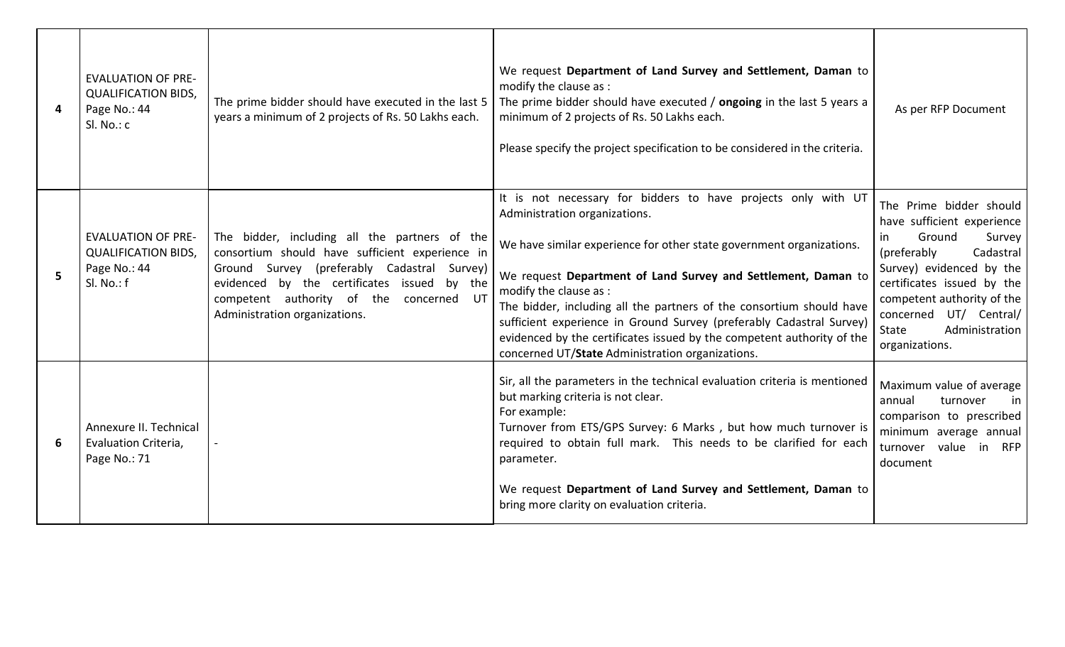| 4 | EVALUATION OF PRE-QUALIFICATION BIDS, Page No.: 44 Sl. No.: c | The prime bidder should have executed in the last 5 years a minimum of 2 projects of Rs. 50 Lakhs each. | We request **Department of Land Survey and Settlement, Daman** to modify the clause as :<br>The prime bidder should have executed / **ongoing** in the last 5 years a minimum of 2 projects of Rs. 50 Lakhs each.<br><br>Please specify the project specification to be considered in the criteria. | As per RFP Document |
|---|---|---|---|---|
| 5 | EVALUATION OF PRE-QUALIFICATION BIDS, Page No.: 44 Sl. No.: f | The bidder, including all the partners of the consortium should have sufficient experience in Ground Survey (preferably Cadastral Survey) evidenced by the certificates issued by the competent authority of the concerned UT Administration organizations. | It is not necessary for bidders to have projects only with UT Administration organizations.<br><br>We have similar experience for other state government organizations.<br><br>We request **Department of Land Survey and Settlement, Daman** to modify the clause as :<br>The bidder, including all the partners of the consortium should have sufficient experience in Ground Survey (preferably Cadastral Survey) evidenced by the certificates issued by the competent authority of the concerned UT/**State** Administration organizations. | The Prime bidder should have sufficient experience in Ground Survey (preferably Cadastral Survey) evidenced by the certificates issued by the competent authority of the concerned UT/ Central/ State Administration organizations. |
| 6 | Annexure II. Technical Evaluation Criteria, Page No.: 71 | - | Sir, all the parameters in the technical evaluation criteria is mentioned but marking criteria is not clear.<br>For example:<br>Turnover from ETS/GPS Survey: 6 Marks , but how much turnover is required to obtain full mark. This needs to be clarified for each parameter.<br><br>We request **Department of Land Survey and Settlement, Daman** to bring more clarity on evaluation criteria. | Maximum value of average annual turnover in comparison to prescribed minimum average annual turnover value in RFP document |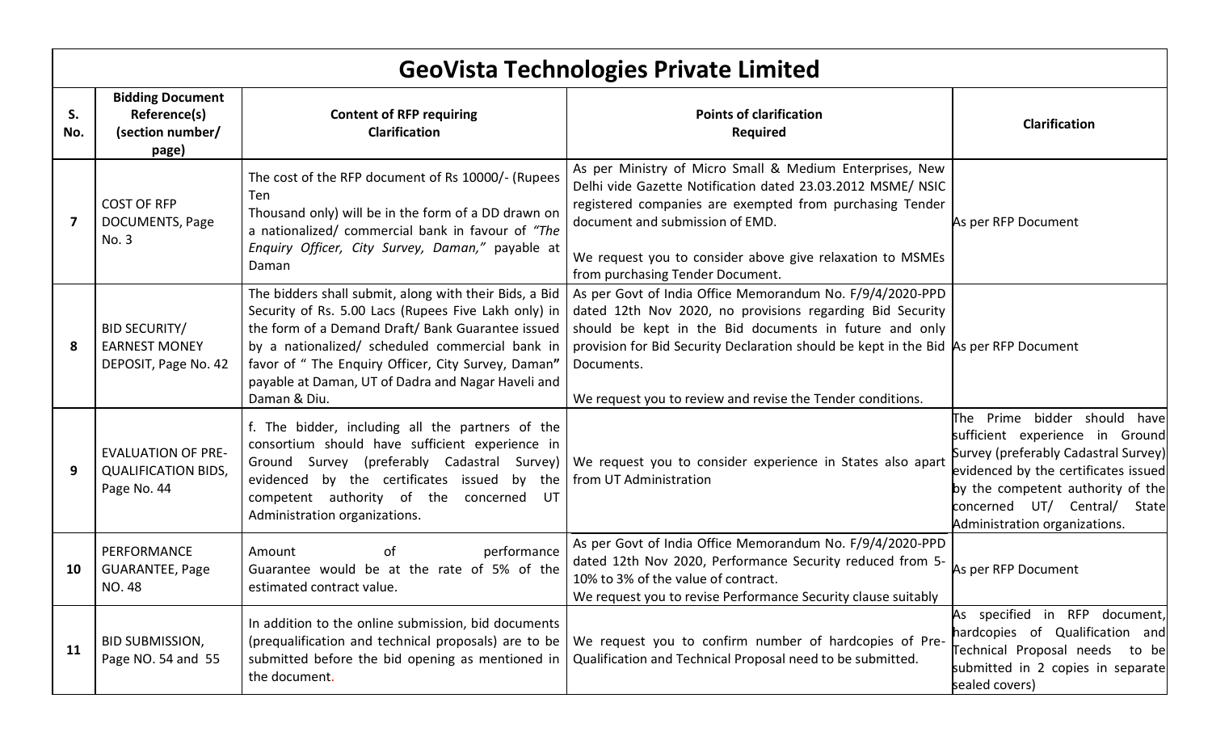## GeoVista Technologies Private Limited

| S. No. | Bidding Document Reference(s) (section number/ page) | Content of RFP requiring Clarification | Points of clarification Required | Clarification |
|---|---|---|---|---|
| 7 | COST OF RFP DOCUMENTS, Page No. 3 | The cost of the RFP document of Rs 10000/- (Rupees Ten Thousand only) will be in the form of a DD drawn on a nationalized/ commercial bank in favour of *"The Enquiry Officer, City Survey, Daman,"* payable at Daman | As per Ministry of Micro Small & Medium Enterprises, New Delhi vide Gazette Notification dated 23.03.2012 MSME/ NSIC registered companies are exempted from purchasing Tender document and submission of EMD.<br><br>We request you to consider above give relaxation to MSMEs from purchasing Tender Document. | As per RFP Document |
| 8 | BID SECURITY/ EARNEST MONEY DEPOSIT, Page No. 42 | The bidders shall submit, along with their Bids, a Bid Security of Rs. 5.00 Lacs (Rupees Five Lakh only) in the form of a Demand Draft/ Bank Guarantee issued by a nationalized/ scheduled commercial bank in favor of " The Enquiry Officer, City Survey, Daman**"** payable at Daman, UT of Dadra and Nagar Haveli and Daman & Diu. | As per Govt of India Office Memorandum No. F/9/4/2020-PPD dated 12th Nov 2020, no provisions regarding Bid Security should be kept in the Bid documents in future and only provision for Bid Security Declaration should be kept in the Bid Documents.<br><br>We request you to review and revise the Tender conditions. | As per RFP Document |
| 9 | EVALUATION OF PRE-QUALIFICATION BIDS, Page No. 44 | f. The bidder, including all the partners of the consortium should have sufficient experience in Ground Survey (preferably Cadastral Survey) evidenced by the certificates issued by the competent authority of the concerned UT Administration organizations. | We request you to consider experience in States also apart from UT Administration | The Prime bidder should have sufficient experience in Ground Survey (preferably Cadastral Survey) evidenced by the certificates issued by the competent authority of the concerned UT/ Central/ State Administration organizations. |
| 10 | PERFORMANCE GUARANTEE, Page NO. 48 | Amount of performance Guarantee would be at the rate of 5% of the estimated contract value. | As per Govt of India Office Memorandum No. F/9/4/2020-PPD dated 12th Nov 2020, Performance Security reduced from 5-10% to 3% of the value of contract.<br>We request you to revise Performance Security clause suitably | As per RFP Document |
| 11 | BID SUBMISSION, Page NO. 54 and 55 | In addition to the online submission, bid documents (prequalification and technical proposals) are to be submitted before the bid opening as mentioned in the document. | We request you to confirm number of hardcopies of Pre-Qualification and Technical Proposal need to be submitted. | As specified in RFP document, hardcopies of Qualification and Technical Proposal needs to be submitted in 2 copies in separate sealed covers) |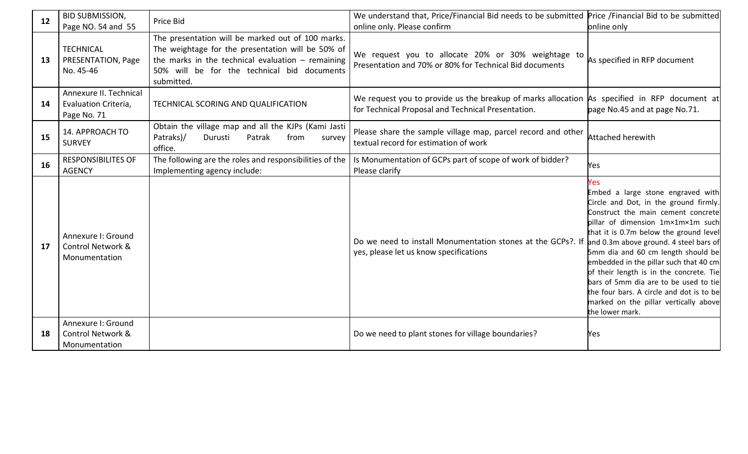| 12 | BID SUBMISSION, Page NO. 54 and 55 | Price Bid | We understand that, Price/Financial Bid needs to be submitted online only. Please confirm | Price /Financial Bid to be submitted online only |
|---|---|---|---|---|
| 13 | TECHNICAL PRESENTATION, Page No. 45-46 | The presentation will be marked out of 100 marks. The weightage for the presentation will be 50% of the marks in the technical evaluation – remaining 50% will be for the technical bid documents submitted. | We request you to allocate 20% or 30% weightage to Presentation and 70% or 80% for Technical Bid documents | As specified in RFP document |
| 14 | Annexure II. Technical Evaluation Criteria, Page No. 71 | TECHNICAL SCORING AND QUALIFICATION | We request you to provide us the breakup of marks allocation for Technical Proposal and Technical Presentation. | As specified in RFP document at page No.45 and at page No.71. |
| 15 | 14. APPROACH TO SURVEY | Obtain the village map and all the KJPs (Kami Jasti Patraks)/ Durusti Patrak from survey office. | Please share the sample village map, parcel record and other textual record for estimation of work | Attached herewith |
| 16 | RESPONSIBILITES OF AGENCY | The following are the roles and responsibilities of the Implementing agency include: | Is Monumentation of GCPs part of scope of work of bidder? Please clarify | Yes |
| 17 | Annexure I: Ground Control Network & Monumentation | | Do we need to install Monumentation stones at the GCPs?. If yes, please let us know specifications | Yes<br>Embed a large stone engraved with Circle and Dot, in the ground firmly. Construct the main cement concrete pillar of dimension 1m×1m×1m such that it is 0.7m below the ground level and 0.3m above ground. 4 steel bars of 5mm dia and 60 cm length should be embedded in the pillar such that 40 cm of their length is in the concrete. Tie bars of 5mm dia are to be used to tie the four bars. A circle and dot is to be marked on the pillar vertically above the lower mark. |
| 18 | Annexure I: Ground Control Network & Monumentation | | Do we need to plant stones for village boundaries? | Yes |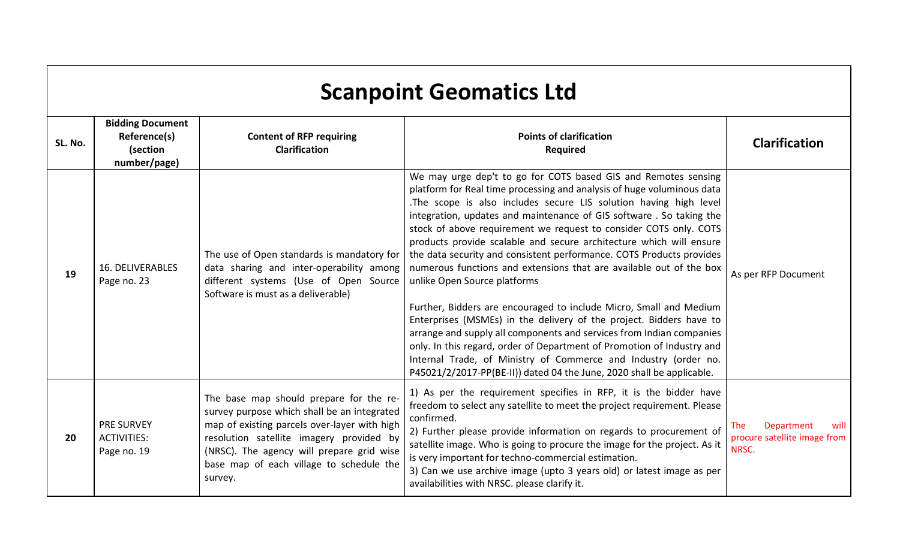# Scanpoint Geomatics Ltd

| SL. No. | Bidding Document Reference(s) (section number/page) | Content of RFP requiring Clarification | Points of clarification Required | Clarification |
|---|---|---|---|---|
| 19 | 16. DELIVERABLES Page no. 23 | The use of Open standards is mandatory for data sharing and inter-operability among different systems (Use of Open Source Software is must as a deliverable) | We may urge dep't to go for COTS based GIS and Remotes sensing platform for Real time processing and analysis of huge voluminous data .The scope is also includes secure LIS solution having high level integration, updates and maintenance of GIS software . So taking the stock of above requirement we request to consider COTS only. COTS products provide scalable and secure architecture which will ensure the data security and consistent performance. COTS Products provides numerous functions and extensions that are available out of the box unlike Open Source platforms<br><br>Further, Bidders are encouraged to include Micro, Small and Medium Enterprises (MSMEs) in the delivery of the project. Bidders have to arrange and supply all components and services from Indian companies only. In this regard, order of Department of Promotion of Industry and Internal Trade, of Ministry of Commerce and Industry (order no. P45021/2/2017-PP(BE-II)) dated 04 the June, 2020 shall be applicable. | As per RFP Document |
| 20 | PRE SURVEY ACTIVITIES: Page no. 19 | The base map should prepare for the re-survey purpose which shall be an integrated map of existing parcels over-layer with high resolution satellite imagery provided by (NRSC). The agency will prepare grid wise base map of each village to schedule the survey. | 1) As per the requirement specifies in RFP, it is the bidder have freedom to select any satellite to meet the project requirement. Please confirmed.<br>2) Further please provide information on regards to procurement of satellite image. Who is going to procure the image for the project. As it is very important for techno-commercial estimation.<br>3) Can we use archive image (upto 3 years old) or latest image as per availabilities with NRSC. please clarify it. | The Department will procure satellite image from NRSC. |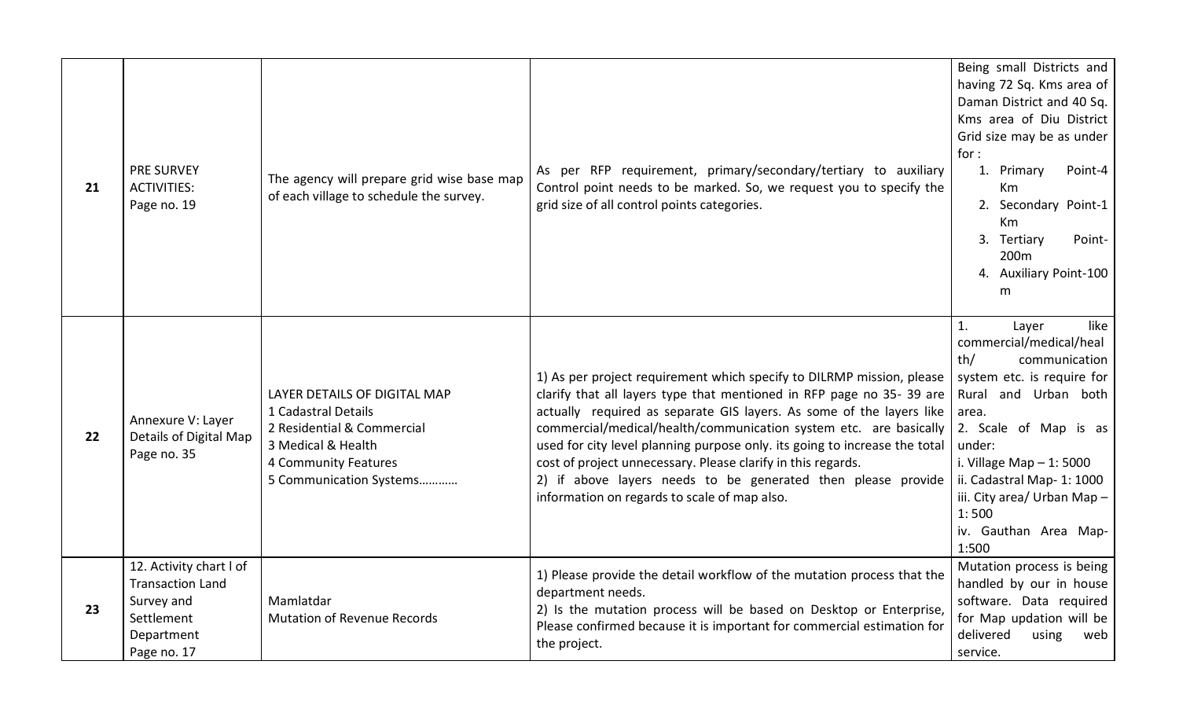| 21 | PRE SURVEY ACTIVITIES: Page no. 19 | The agency will prepare grid wise base map of each village to schedule the survey. | As per RFP requirement, primary/secondary/tertiary to auxiliary Control point needs to be marked. So, we request you to specify the grid size of all control points categories. | Being small Districts and having 72 Sq. Kms area of Daman District and 40 Sq. Kms area of Diu District Grid size may be as under for : 1. Primary Point-4 Km 2. Secondary Point-1 Km 3. Tertiary Point-200m 4. Auxiliary Point-100 m |
|---|---|---|---|---|
| 22 | Annexure V: Layer Details of Digital Map Page no. 35 | LAYER DETAILS OF DIGITAL MAP 1 Cadastral Details 2 Residential & Commercial 3 Medical & Health 4 Community Features 5 Communication Systems………… | 1) As per project requirement which specify to DILRMP mission, please clarify that all layers type that mentioned in RFP page no 35- 39 are actually required as separate GIS layers. As some of the layers like commercial/medical/health/communication system etc. are basically used for city level planning purpose only. its going to increase the total cost of project unnecessary. Please clarify in this regards. 2) if above layers needs to be generated then please provide information on regards to scale of map also. | 1. Layer like commercial/medical/health/ communication system etc. is require for Rural and Urban both area. 2. Scale of Map is as under: i. Village Map – 1: 5000 ii. Cadastral Map- 1: 1000 iii. City area/ Urban Map – 1: 500 iv. Gauthan Area Map- 1:500 |
| 23 | 12. Activity chart I of Transaction Land Survey and Settlement Department Page no. 17 | Mamlatdar Mutation of Revenue Records | 1) Please provide the detail workflow of the mutation process that the department needs. 2) Is the mutation process will be based on Desktop or Enterprise, Please confirmed because it is important for commercial estimation for the project. | Mutation process is being handled by our in house software. Data required for Map updation will be delivered using web service. |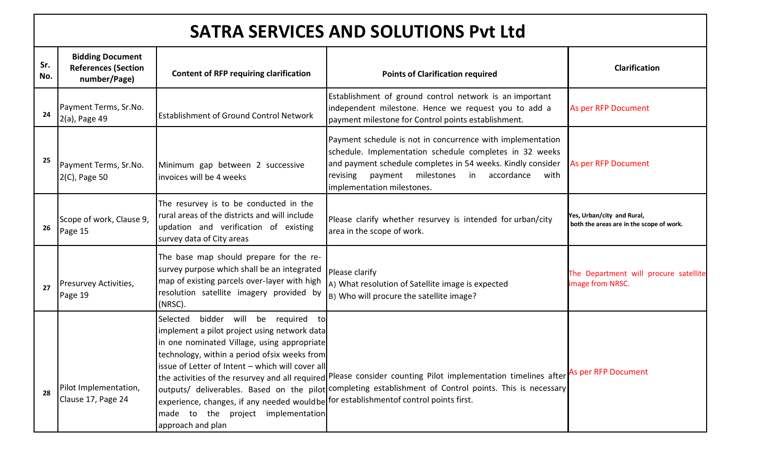# SATRA SERVICES AND SOLUTIONS Pvt Ltd

| Sr. No. | Bidding Document References (Section number/Page) | Content of RFP requiring clarification | Points of Clarification required | Clarification |
|---|---|---|---|---|
| 24 | Payment Terms, Sr.No. 2(a), Page 49 | Establishment of Ground Control Network | Establishment of ground control network is an important independent milestone. Hence we request you to add a payment milestone for Control points establishment. | As per RFP Document |
| 25 | Payment Terms, Sr.No. 2(C), Page 50 | Minimum gap between 2 successive invoices will be 4 weeks | Payment schedule is not in concurrence with implementation schedule. Implementation schedule completes in 32 weeks and payment schedule completes in 54 weeks. Kindly consider revising payment milestones in accordance with implementation milestones. | As per RFP Document |
| 26 | Scope of work, Clause 9, Page 15 | The resurvey is to be conducted in the rural areas of the districts and will include updation and verification of existing survey data of City areas | Please clarify whether resurvey is intended for urban/city area in the scope of work. | Yes, Urban/city and Rural, both the areas are in the scope of work. |
| 27 | Presurvey Activities, Page 19 | The base map should prepare for the re-survey purpose which shall be an integrated map of existing parcels over-layer with high resolution satellite imagery provided by (NRSC). | Please clarify<br>A) What resolution of Satellite image is expected<br>B) Who will procure the satellite image? | The Department will procure satellite image from NRSC. |
| 28 | Pilot Implementation, Clause 17, Page 24 | Selected bidder will be required to implement a pilot project using network data in one nominated Village, using appropriate technology, within a period ofsix weeks from issue of Letter of Intent – which will cover all the activities of the resurvey and all required outputs/ deliverables. Based on the pilot experience, changes, if any needed wouldbe made to the project implementation approach and plan | Please consider counting Pilot implementation timelines after completing establishment of Control points. This is necessary for establishmentof control points first. | As per RFP Document |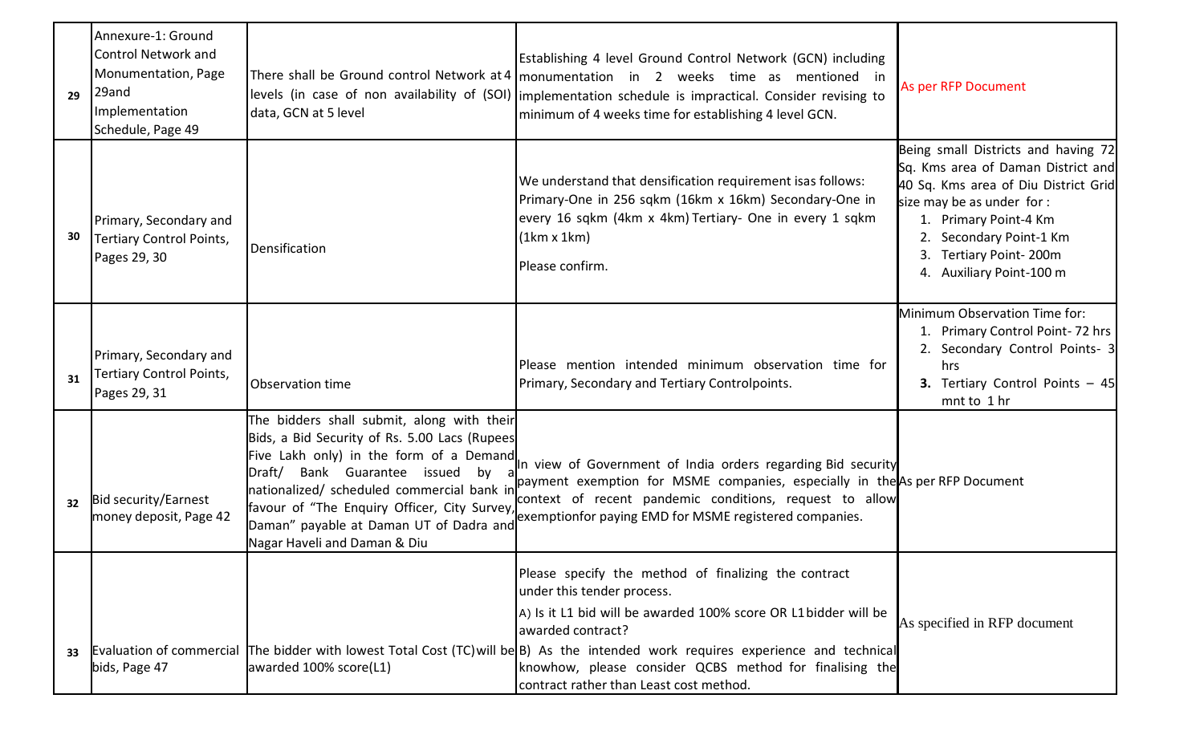| 29 | Annexure-1: Ground Control Network and Monumentation, Page 29and Implementation Schedule, Page 49 | There shall be Ground control Network at 4 levels (in case of non availability of (SOI) data, GCN at 5 level | Establishing 4 level Ground Control Network (GCN) including monumentation in 2 weeks time as mentioned in implementation schedule is impractical. Consider revising to minimum of 4 weeks time for establishing 4 level GCN. | As per RFP Document |
|---|---|---|---|---|
| 30 | Primary, Secondary and Tertiary Control Points, Pages 29, 30 | Densification | We understand that densification requirement isas follows: Primary-One in 256 sqkm (16km x 16km) Secondary-One in every 16 sqkm (4km x 4km) Tertiary- One in every 1 sqkm (1km x 1km)<br><br>Please confirm. | Being small Districts and having 72 Sq. Kms area of Daman District and 40 Sq. Kms area of Diu District Grid size may be as under for :<br>1. Primary Point-4 Km<br>2. Secondary Point-1 Km<br>3. Tertiary Point- 200m<br>4. Auxiliary Point-100 m |
| 31 | Primary, Secondary and Tertiary Control Points, Pages 29, 31 | Observation time | Please mention intended minimum observation time for Primary, Secondary and Tertiary Controlpoints. | Minimum Observation Time for:<br>1. Primary Control Point- 72 hrs<br>2. Secondary Control Points- 3 hrs<br>**3.** Tertiary Control Points – 45 mnt to 1 hr |
| 32 | Bid security/Earnest money deposit, Page 42 | The bidders shall submit, along with their Bids, a Bid Security of Rs. 5.00 Lacs (Rupees Five Lakh only) in the form of a Demand Draft/ Bank Guarantee issued by a nationalized/ scheduled commercial bank in favour of "The Enquiry Officer, City Survey, Daman" payable at Daman UT of Dadra and Nagar Haveli and Daman & Diu | In view of Government of India orders regarding Bid security payment exemption for MSME companies, especially in the context of recent pandemic conditions, request to allow exemptionfor paying EMD for MSME registered companies. | As per RFP Document |
| 33 | Evaluation of commercial bids, Page 47 | The bidder with lowest Total Cost (TC)will be awarded 100% score(L1) | Please specify the method of finalizing the contract under this tender process.<br><br>A) Is it L1 bid will be awarded 100% score OR L1bidder will be awarded contract?<br><br>B) As the intended work requires experience and technical knowhow, please consider QCBS method for finalising the contract rather than Least cost method. | As specified in RFP document |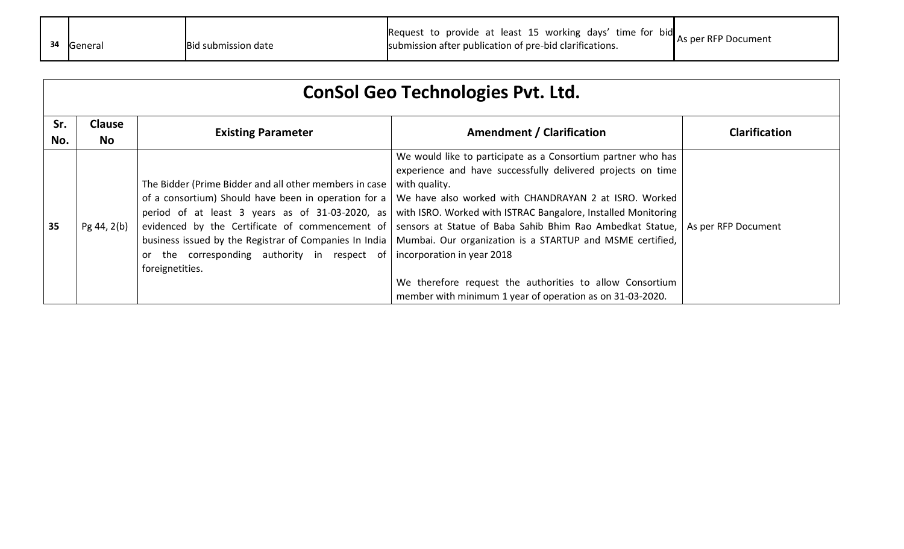| | | | | |
|---|---|---|---|---|
| 34 | General | Bid submission date | Request to provide at least 15 working days' time for bid submission after publication of pre-bid clarifications. | As per RFP Document |

## ConSol Geo Technologies Pvt. Ltd.

| Sr. No. | Clause No | Existing Parameter | Amendment / Clarification | Clarification |
|---|---|---|---|---|
| 35 | Pg 44, 2(b) | The Bidder (Prime Bidder and all other members in case of a consortium) Should have been in operation for a period of at least 3 years as of 31-03-2020, as evidenced by the Certificate of commencement of business issued by the Registrar of Companies In India or the corresponding authority in respect of foreignetities. | We would like to participate as a Consortium partner who has experience and have successfully delivered projects on time with quality.<br>We have also worked with CHANDRAYAN 2 at ISRO. Worked with ISRO. Worked with ISTRAC Bangalore, Installed Monitoring sensors at Statue of Baba Sahib Bhim Rao Ambedkat Statue, Mumbai. Our organization is a STARTUP and MSME certified, incorporation in year 2018<br><br>We therefore request the authorities to allow Consortium member with minimum 1 year of operation as on 31-03-2020. | As per RFP Document |